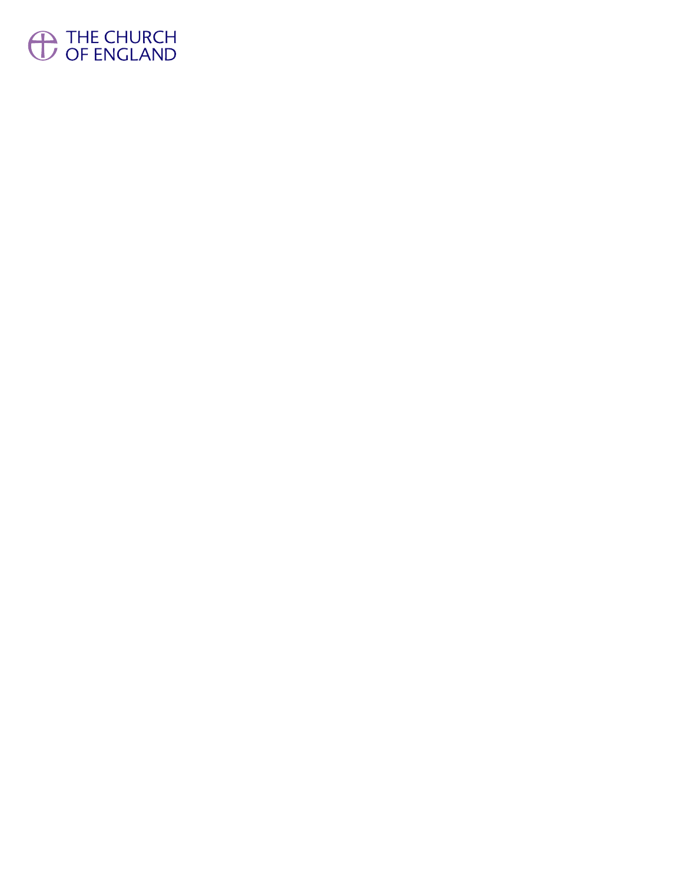THE CHURCH OF ENGLAND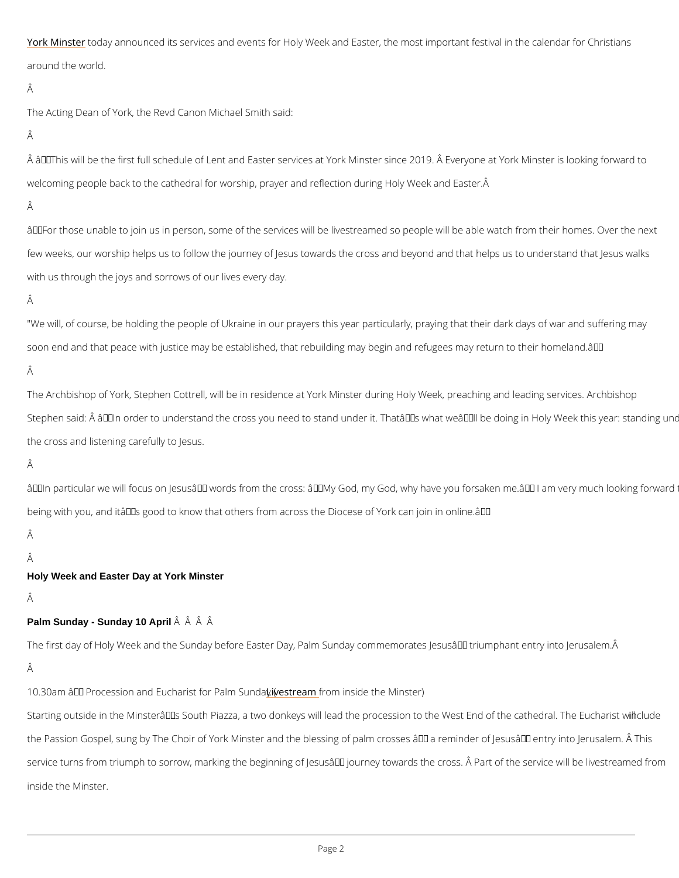York Minster today announced its services and events for Holy Week and Easter, the most important festival in the calendar for Christians around the world.

The Acting Dean of York, the Revd Canon Michael Smith said:

"This will be the first full schedule of Lent and Easter services at York Minster since 2019. Everyone at York Minster is looking forward to welcoming people back to the cathedral for worship, prayer and reflection during Holy Week and Easter.

"For those unable to join us in person, some of the services will be livestreamed so people will be able watch from their homes. Over the next few weeks, our worship helps us to follow the journey of Jesus towards the cross and beyond and that helps us to understand that Jesus walks with us through the joys and sorrows of our lives every day.

"We will, of course, be holding the people of Ukraine in our prayers this year particularly, praying that their dark days of war and suffering may soon end and that peace with justice may be established, that rebuilding may begin and refugees may return to their homeland."

The Archbishop of York, Stephen Cottrell, will be in residence at York Minster during Holy Week, preaching and leading services. Archbishop Stephen said: "In order to understand the cross you need to stand under it. That's what we'll be doing in Holy Week this year: standing under the cross and listening carefully to Jesus.

"In particular we will focus on Jesus' words from the cross: 'My God, my God, why have you forsaken me.' I am very much looking forward to being with you, and it's good to know that others from across the Diocese of York can join in online."

**Holy Week and Easter Day at York Minster**

**Palm Sunday - Sunday 10 April**

The first day of Holy Week and the Sunday before Easter Day, Palm Sunday commemorates Jesus' triumphant entry into Jerusalem.

10.30am – Procession and Eucharist for Palm Sunday (Livestream from inside the Minster)

Starting outside in the Minster's South Piazza, a two donkeys will lead the procession to the West End of the cathedral. The Eucharist will include the Passion Gospel, sung by The Choir of York Minster and the blessing of palm crosses – a reminder of Jesus' entry into Jerusalem. This service turns from triumph to sorrow, marking the beginning of Jesus' journey towards the cross. Part of the service will be livestreamed from inside the Minster.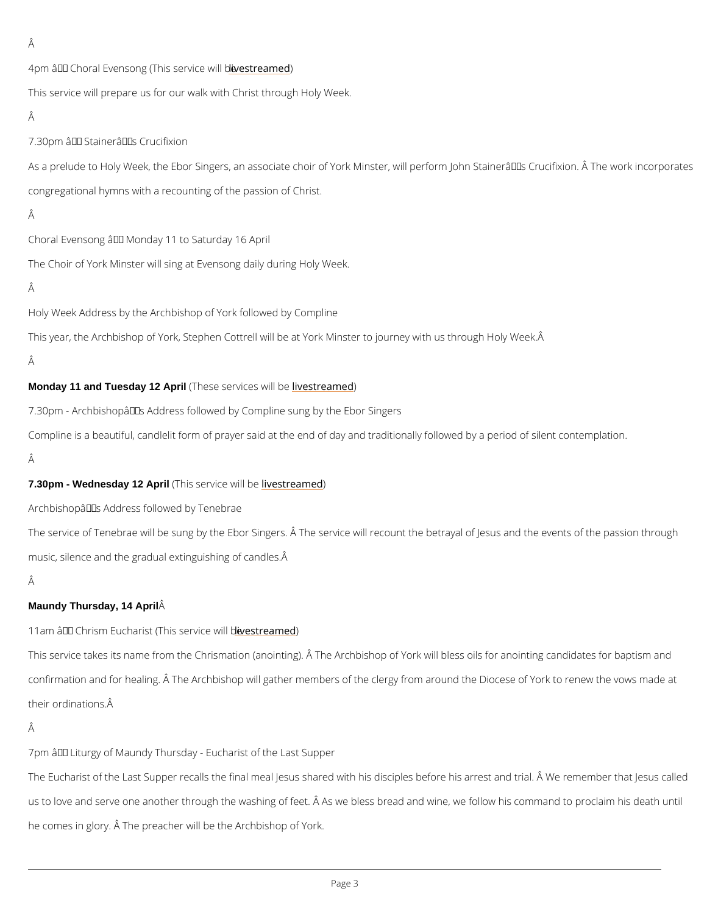4pm â Choral Evensong (This service will be livestreamed)

This service will prepare us for our walk with Christ through Holy Week.

7.30pm â Stainerâs Crucifixion

As a prelude to Holy Week, the Ebor Singers, an associate choir of York Minster, will perform John Stainerâs Crucifixion. Â The work incorporates congregational hymns with a recounting of the passion of Christ.

Choral Evensong â Monday 11 to Saturday 16 April

The Choir of York Minster will sing at Evensong daily during Holy Week.

Holy Week Address by the Archbishop of York followed by Compline

This year, the Archbishop of York, Stephen Cottrell will be at York Minster to journey with us through Holy Week.Â

**Monday 11 and Tuesday 12 April** (These services will be livestreamed)

7.30pm - Archbishopâs Address followed by Compline sung by the Ebor Singers

Compline is a beautiful, candlelit form of prayer said at the end of day and traditionally followed by a period of silent contemplation.

**7.30pm - Wednesday 12 April** (This service will be livestreamed)

Archbishopâs Address followed by Tenebrae

The service of Tenebrae will be sung by the Ebor Singers. Â The service will recount the betrayal of Jesus and the events of the passion through music, silence and the gradual extinguishing of candles.Â

**Maundy Thursday, 14 April**Â

11am â Chrism Eucharist (This service will be livestreamed)

This service takes its name from the Chrismation (anointing). Â The Archbishop of York will bless oils for anointing candidates for baptism and confirmation and for healing. Â The Archbishop will gather members of the clergy from around the Diocese of York to renew the vows made at their ordinations.Â

7pm â Liturgy of Maundy Thursday - Eucharist of the Last Supper

The Eucharist of the Last Supper recalls the final meal Jesus shared with his disciples before his arrest and trial. Â We remember that Jesus called us to love and serve one another through the washing of feet. Â As we bless bread and wine, we follow his command to proclaim his death until he comes in glory. Â The preacher will be the Archbishop of York.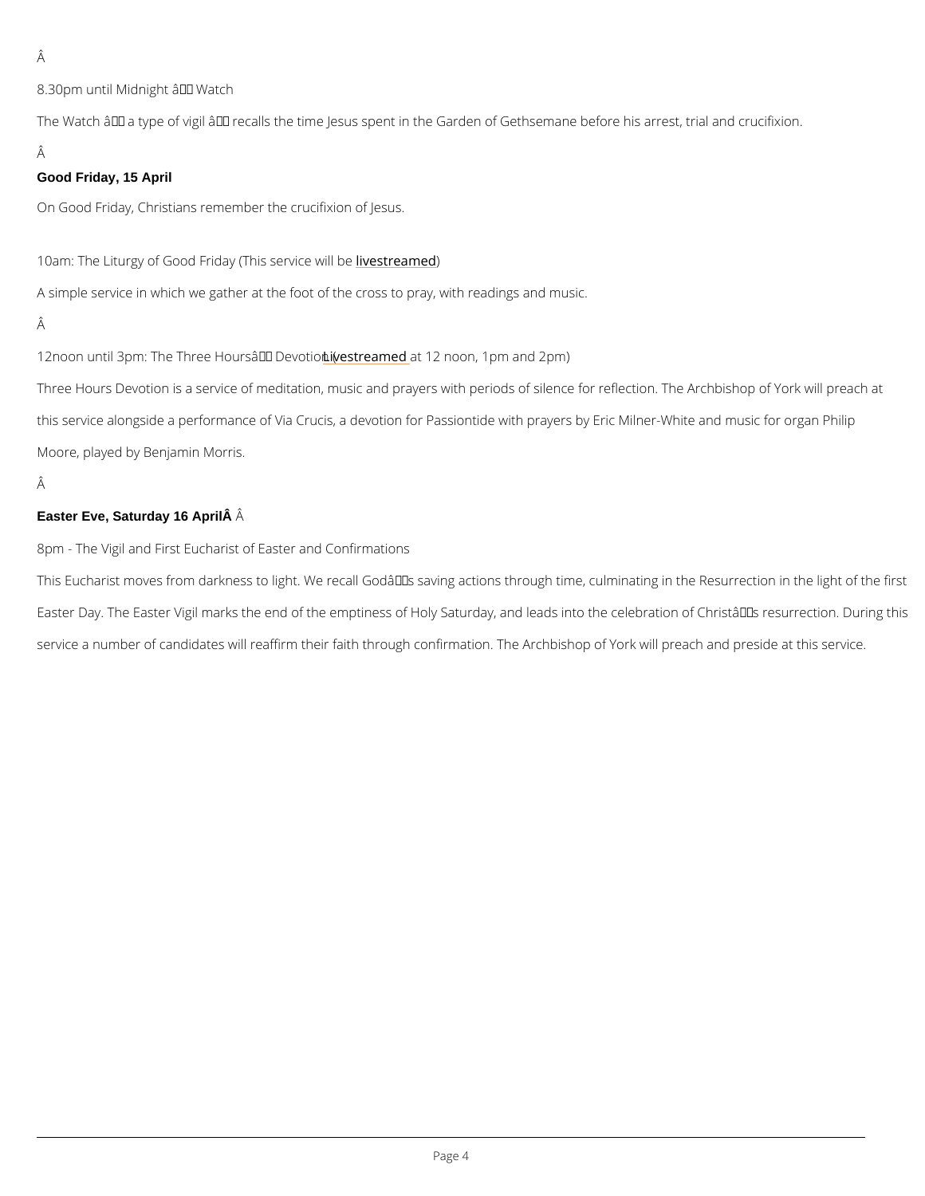8.30pm until Midnight â Watch

The Watch â a type of vigil â recalls the time Jesus spent in the Garden of Gethsemane before his arrest, trial and crucifixion.

**Good Friday, 15 April**

On Good Friday, Christians remember the crucifixion of Jesus.

10am: The Liturgy of Good Friday (This service will be livestreamed)

A simple service in which we gather at the foot of the cross to pray, with readings and music.

12noon until 3pm: The Three Hoursâ Devotion (Livestreamed at 12 noon, 1pm and 2pm)

Three Hours Devotion is a service of meditation, music and prayers with periods of silence for reflection. The Archbishop of York will preach at this service alongside a performance of Via Crucis, a devotion for Passiontide with prayers by Eric Milner-White and music for organ Philip Moore, played by Benjamin Morris.

**Easter Eve, Saturday 16 April**

8pm - The Vigil and First Eucharist of Easter and Confirmations

This Eucharist moves from darkness to light. We recall Godâs saving actions through time, culminating in the Resurrection in the light of the first Easter Day. The Easter Vigil marks the end of the emptiness of Holy Saturday, and leads into the celebration of Christâs resurrection. During this service a number of candidates will reaffirm their faith through confirmation. The Archbishop of York will preach and preside at this service.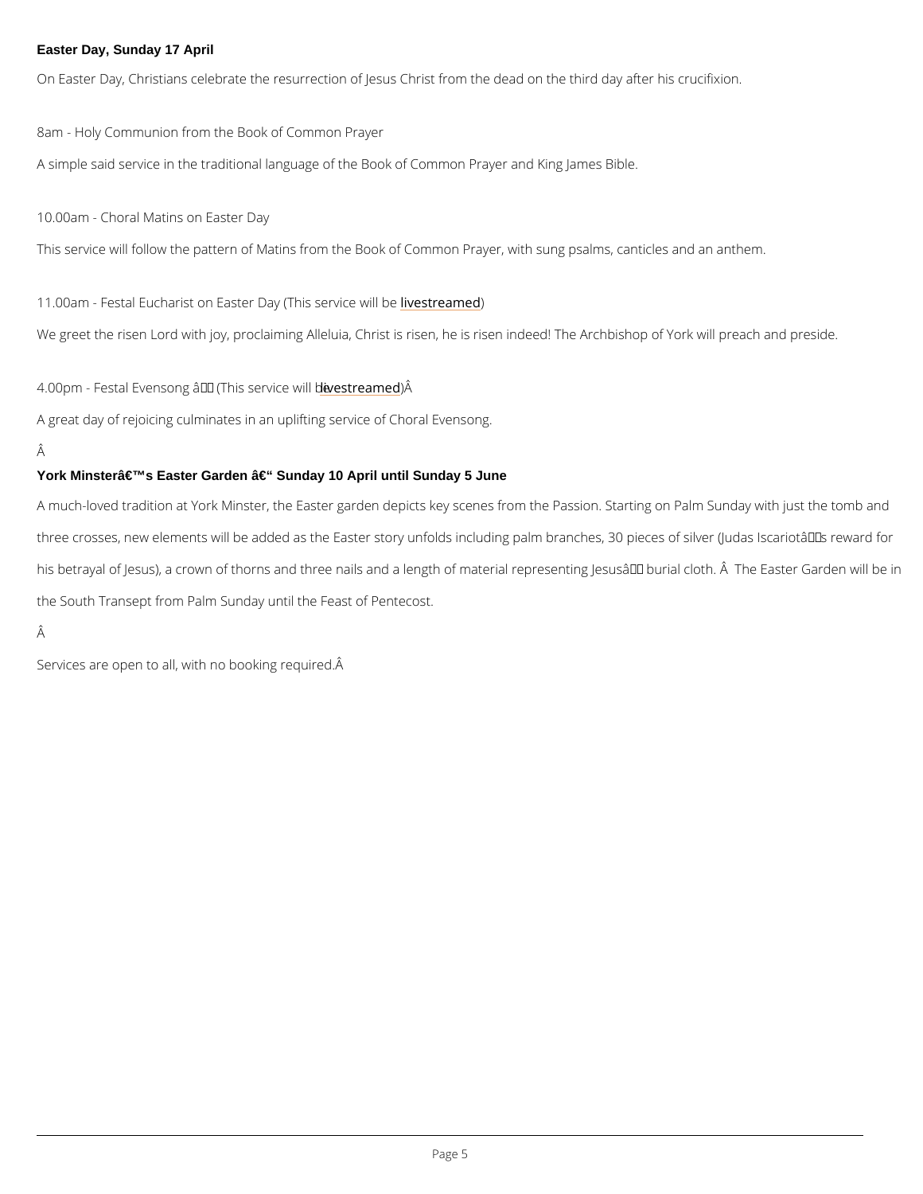**Easter Day, Sunday 17 April**

On Easter Day, Christians celebrate the resurrection of Jesus Christ from the dead on the third day after his crucifixion.

8am - Holy Communion from the Book of Common Prayer

A simple said service in the traditional language of the Book of Common Prayer and King James Bible.

10.00am - Choral Matins on Easter Day

This service will follow the pattern of Matins from the Book of Common Prayer, with sung psalms, canticles and an anthem.

11.00am - Festal Eucharist on Easter Day (This service will be livestreamed)

We greet the risen Lord with joy, proclaiming Alleluia, Christ is risen, he is risen indeed! The Archbishop of York will preach and preside.

4.00pm - Festal Evensong â (This service will be livestreamed) Â

A great day of rejoicing culminates in an uplifting service of Choral Evensong.

Â

**York Minsterâ€™s Easter Garden â€“ Sunday 10 April until Sunday 5 June**

A much-loved tradition at York Minster, the Easter garden depicts key scenes from the Passion. Starting on Palm Sunday with just the tomb and three crosses, new elements will be added as the Easter story unfolds including palm branches, 30 pieces of silver (Judas Iscariotâs reward for his betrayal of Jesus), a crown of thorns and three nails and a length of material representing Jesusâ burial cloth. Â The Easter Garden will be in the South Transept from Palm Sunday until the Feast of Pentecost.

Â

Services are open to all, with no booking required.Â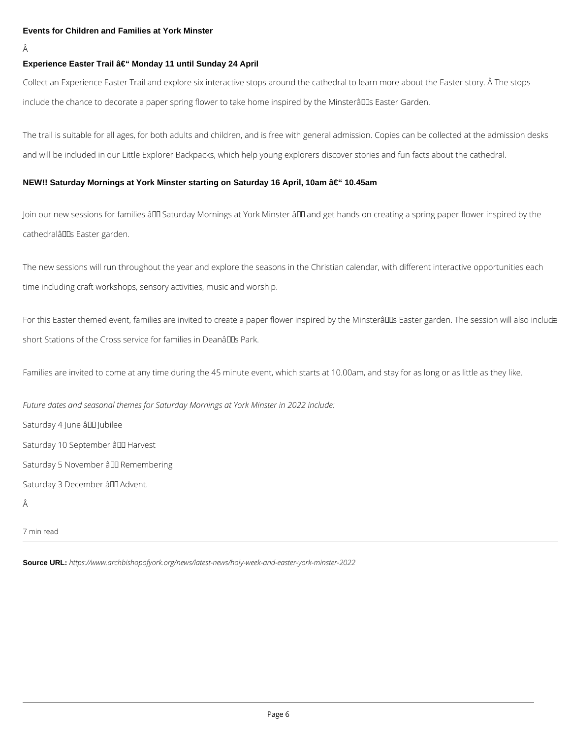**Events for Children and Families at York Minster**

Â

**Experience Easter Trail â€“ Monday 11 until Sunday 24 April**

Collect an Experience Easter Trail and explore six interactive stops around the cathedral to learn more about the Easter story. Â The stops include the chance to decorate a paper spring flower to take home inspired by the Minsterâs Easter Garden.

The trail is suitable for all ages, for both adults and children, and is free with general admission. Copies can be collected at the admission desks and will be included in our Little Explorer Backpacks, which help young explorers discover stories and fun facts about the cathedral.

**NEW!! Saturday Mornings at York Minster starting on Saturday 16 April, 10am â€“ 10.45am**

Join our new sessions for families â Saturday Mornings at York Minster â and get hands on creating a spring paper flower inspired by the cathedralâs Easter garden.

The new sessions will run throughout the year and explore the seasons in the Christian calendar, with different interactive opportunities each time including craft workshops, sensory activities, music and worship.

For this Easter themed event, families are invited to create a paper flower inspired by the Minsterâs Easter garden. The session will also include a short Stations of the Cross service for families in Deanâs Park.

Families are invited to come at any time during the 45 minute event, which starts at 10.00am, and stay for as long or as little as they like.

*Future dates and seasonal themes for Saturday Mornings at York Minster in 2022 include:*

Saturday 4 June â Jubilee

Saturday 10 September â Harvest

Saturday 5 November â Remembering

Saturday 3 December â Advent.

Â

7 min read

---

**Source URL:** *https://www.archbishopofyork.org/news/latest-news/holy-week-and-easter-york-minster-2022*